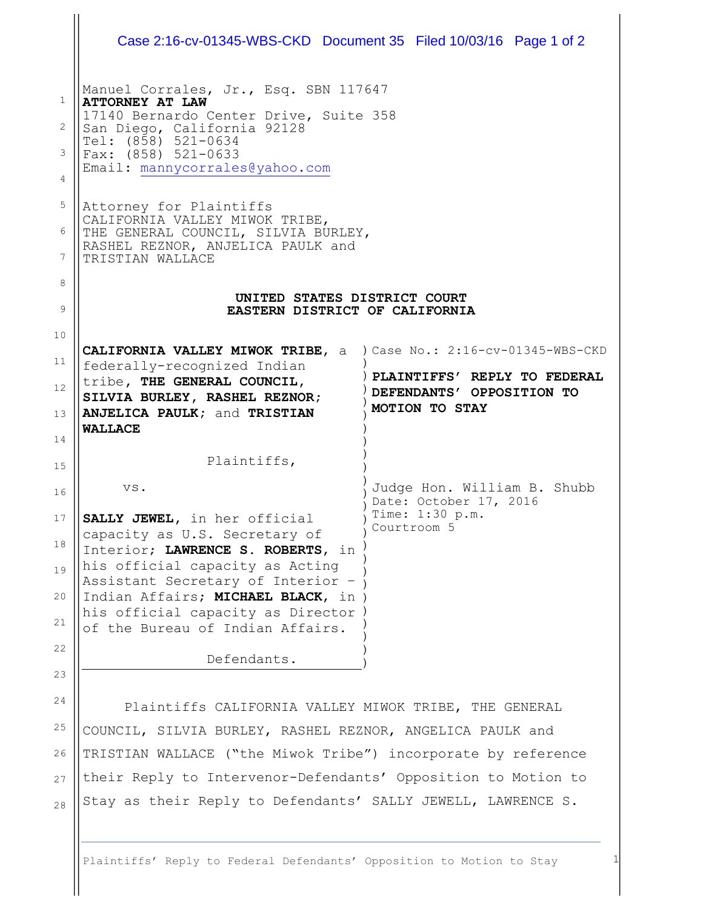Manuel Corrales, Jr., Esq. SBN 117647
**ATTORNEY AT LAW**
17140 Bernardo Center Drive, Suite 358
San Diego, California 92128
Tel: (858) 521-0634
Fax: (858) 521-0633
Email: mannycorrales@yahoo.com

Attorney for Plaintiffs
CALIFORNIA VALLEY MIWOK TRIBE,
THE GENERAL COUNCIL, SILVIA BURLEY,
RASHEL REZNOR, ANJELICA PAULK and
TRISTIAN WALLACE

**UNITED STATES DISTRICT COURT**
**EASTERN DISTRICT OF CALIFORNIA**

**CALIFORNIA VALLEY MIWOK TRIBE**, a federally-recognized Indian tribe, **THE GENERAL COUNCIL, SILVIA BURLEY, RASHEL REZNOR; ANJELICA PAULK**; and **TRISTIAN WALLACE**

Plaintiffs,

vs.

**SALLY JEWEL**, in her official capacity as U.S. Secretary of Interior; **LAWRENCE S. ROBERTS**, in his official capacity as Acting Assistant Secretary of Interior – Indian Affairs; **MICHAEL BLACK**, in his official capacity as Director of the Bureau of Indian Affairs.

Defendants.

Case No.: 2:16-cv-01345-WBS-CKD

**PLAINTIFFS' REPLY TO FEDERAL DEFENDANTS' OPPOSITION TO MOTION TO STAY**

Judge Hon. William B. Shubb
Date: October 17, 2016
Time: 1:30 p.m.
Courtroom 5

Plaintiffs CALIFORNIA VALLEY MIWOK TRIBE, THE GENERAL COUNCIL, SILVIA BURLEY, RASHEL REZNOR, ANGELICA PAULK and TRISTIAN WALLACE ("the Miwok Tribe") incorporate by reference their Reply to Intervenor-Defendants' Opposition to Motion to Stay as their Reply to Defendants' SALLY JEWELL, LAWRENCE S.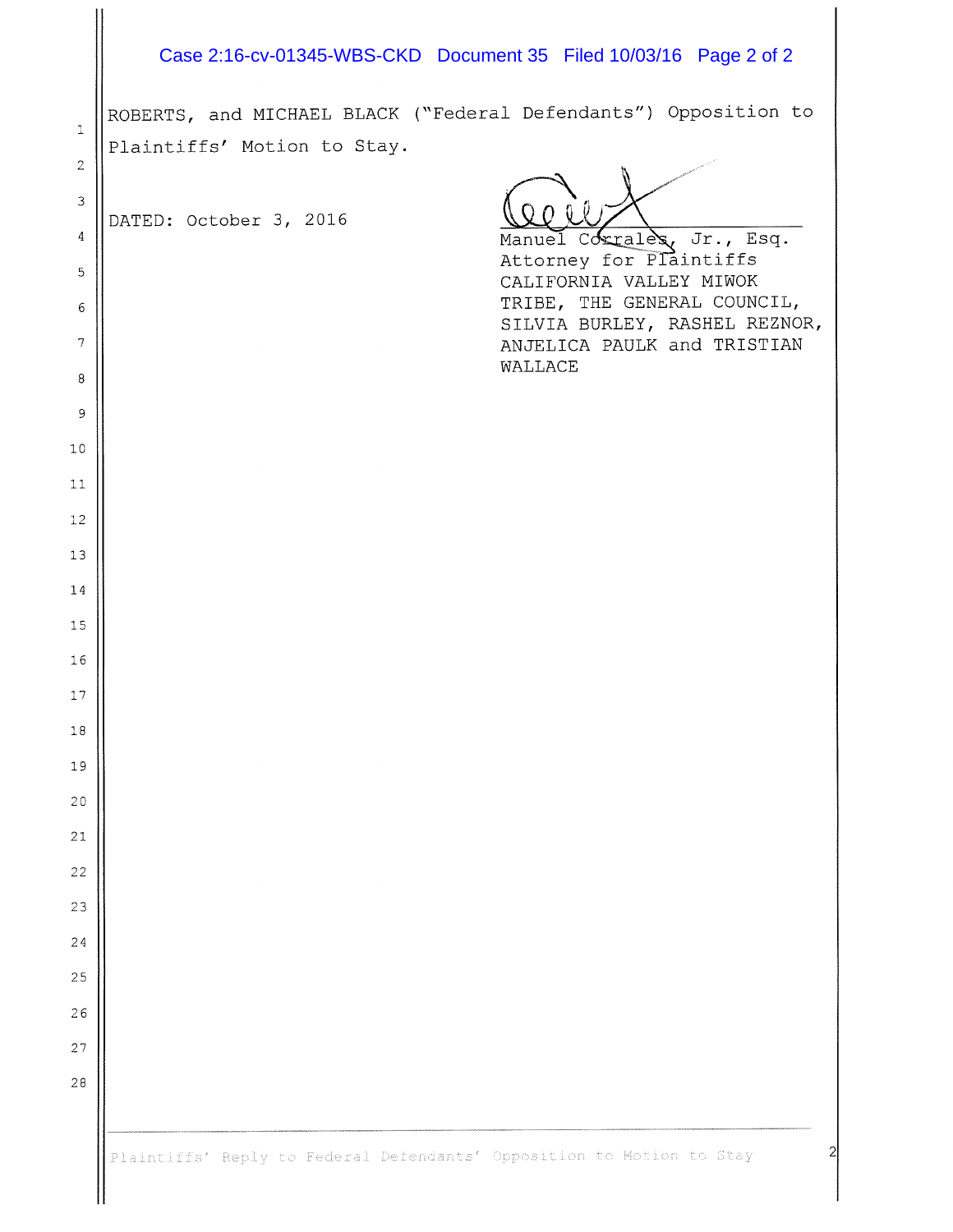ROBERTS, and MICHAEL BLACK ("Federal Defendants") Opposition to Plaintiffs' Motion to Stay.

DATED: October 3, 2016

Manuel Corrales, Jr., Esq.
Attorney for Plaintiffs
CALIFORNIA VALLEY MIWOK TRIBE, THE GENERAL COUNCIL, SILVIA BURLEY, RASHEL REZNOR, ANJELICA PAULK and TRISTIAN WALLACE